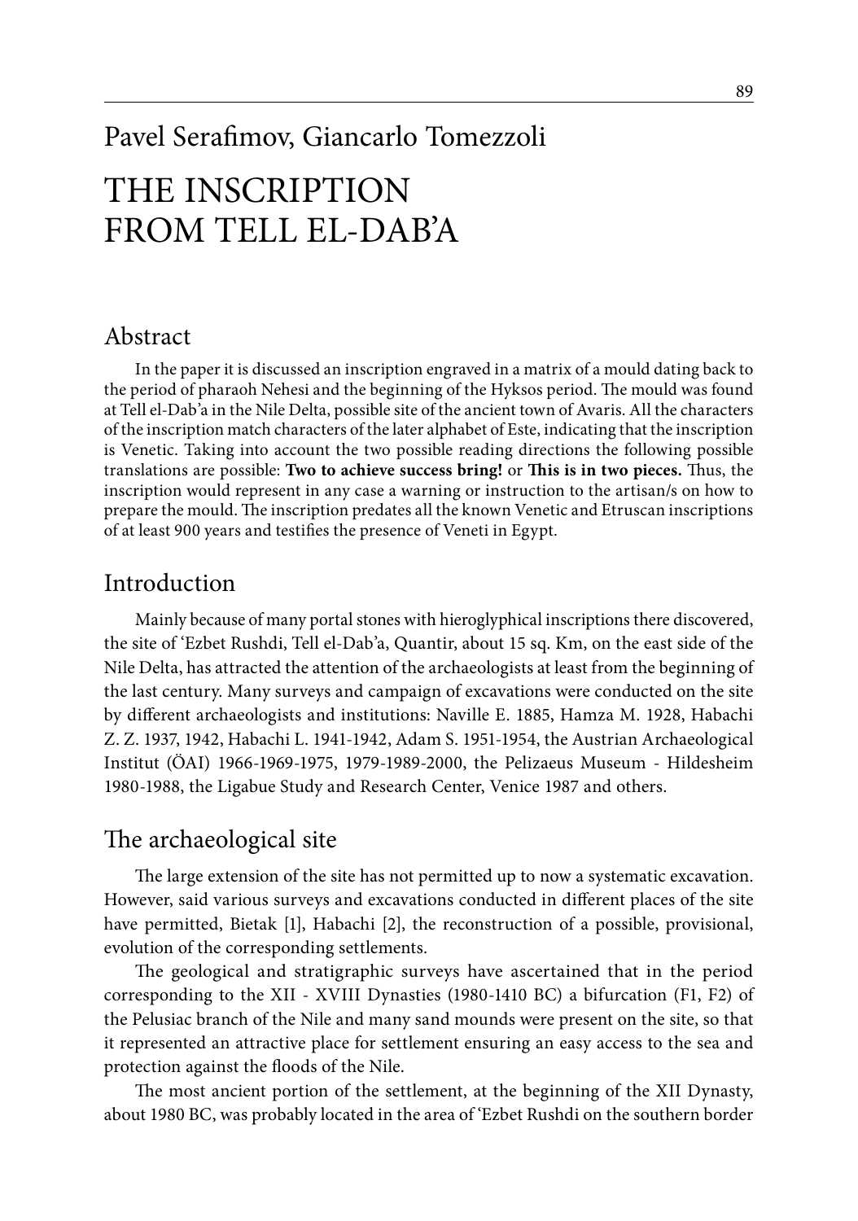Pavel Serafimov, Giancarlo Tomezzoli

# THE INSCRIPTION FROM TELL EL-DAB'A

## Abstract

In the paper it is discussed an inscription engraved in a matrix of a mould dating back to the period of pharaoh Nehesi and the beginning of the Hyksos period. The mould was found at Tell el-Dab'a in the Nile Delta, possible site of the ancient town of Avaris. All the characters of the inscription match characters of the later alphabet of Este, indicating that the inscription is Venetic. Taking into account the two possible reading directions the following possible translations are possible: **Two to achieve success bring!** or **This is in two pieces.** Thus, the inscription would represent in any case a warning or instruction to the artisan/s on how to prepare the mould. The inscription predates all the known Venetic and Etruscan inscriptions of at least 900 years and testifies the presence of Veneti in Egypt.

## Introduction

Mainly because of many portal stones with hieroglyphical inscriptions there discovered, the site of 'Ezbet Rushdi, Tell el-Dab'a, Quantir, about 15 sq. Km, on the east side of the Nile Delta, has attracted the attention of the archaeologists at least from the beginning of the last century. Many surveys and campaign of excavations were conducted on the site by different archaeologists and institutions: Naville E. 1885, Hamza M. 1928, Habachi Z. Z. 1937, 1942, Habachi L. 1941-1942, Adam S. 1951-1954, the Austrian Archaeological Institut (ÖAI) 1966-1969-1975, 1979-1989-2000, the Pelizaeus Museum - Hildesheim 1980-1988, the Ligabue Study and Research Center, Venice 1987 and others.

## The archaeological site

The large extension of the site has not permitted up to now a systematic excavation. However, said various surveys and excavations conducted in different places of the site have permitted, Bietak [1], Habachi [2], the reconstruction of a possible, provisional, evolution of the corresponding settlements.

The geological and stratigraphic surveys have ascertained that in the period corresponding to the XII - XVIII Dynasties (1980-1410 BC) a bifurcation (F1, F2) of the Pelusiac branch of the Nile and many sand mounds were present on the site, so that it represented an attractive place for settlement ensuring an easy access to the sea and protection against the floods of the Nile.

The most ancient portion of the settlement, at the beginning of the XII Dynasty, about 1980 BC, was probably located in the area of 'Ezbet Rushdi on the southern border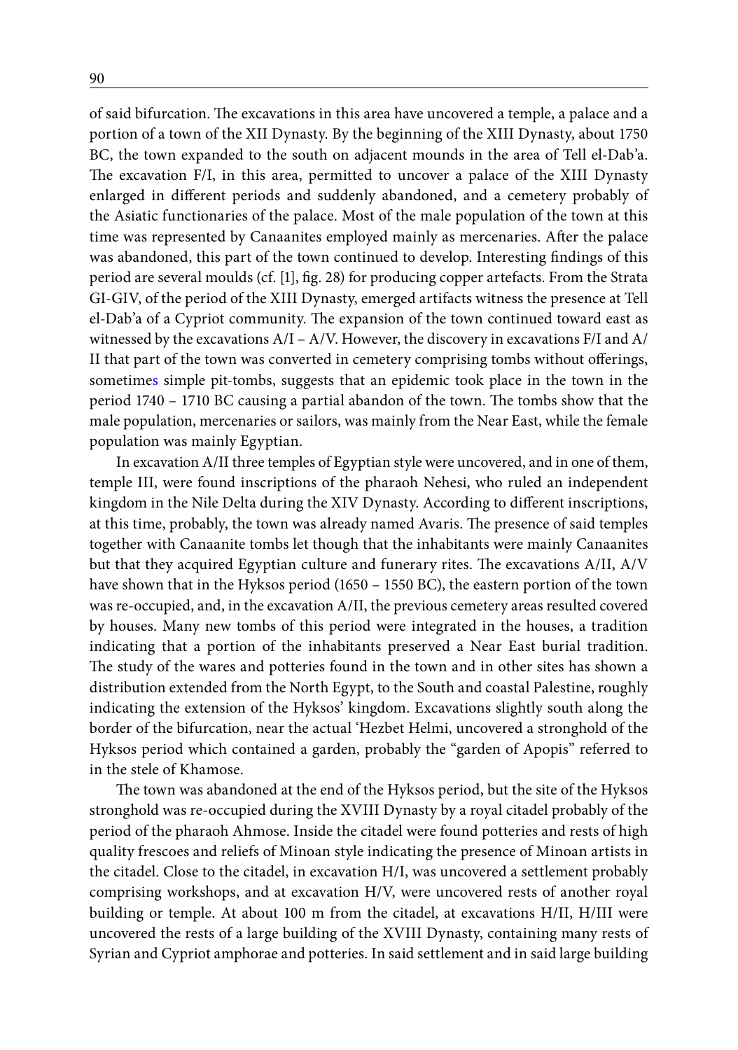of said bifurcation. The excavations in this area have uncovered a temple, a palace and a portion of a town of the XII Dynasty. By the beginning of the XIII Dynasty, about 1750 BC, the town expanded to the south on adjacent mounds in the area of Tell el-Dab'a. The excavation F/I, in this area, permitted to uncover a palace of the XIII Dynasty enlarged in different periods and suddenly abandoned, and a cemetery probably of the Asiatic functionaries of the palace. Most of the male population of the town at this time was represented by Canaanites employed mainly as mercenaries. After the palace was abandoned, this part of the town continued to develop. Interesting findings of this period are several moulds (cf. [1], fig. 28) for producing copper artefacts. From the Strata GI-GIV, of the period of the XIII Dynasty, emerged artifacts witness the presence at Tell el-Dab'a of a Cypriot community. The expansion of the town continued toward east as witnessed by the excavations A/I – A/V. However, the discovery in excavations F/I and A/II that part of the town was converted in cemetery comprising tombs without offerings, sometimes simple pit-tombs, suggests that an epidemic took place in the town in the period 1740 – 1710 BC causing a partial abandon of the town. The tombs show that the male population, mercenaries or sailors, was mainly from the Near East, while the female population was mainly Egyptian.

In excavation A/II three temples of Egyptian style were uncovered, and in one of them, temple III, were found inscriptions of the pharaoh Nehesi, who ruled an independent kingdom in the Nile Delta during the XIV Dynasty. According to different inscriptions, at this time, probably, the town was already named Avaris. The presence of said temples together with Canaanite tombs let though that the inhabitants were mainly Canaanites but that they acquired Egyptian culture and funerary rites. The excavations A/II, A/V have shown that in the Hyksos period (1650 – 1550 BC), the eastern portion of the town was re-occupied, and, in the excavation A/II, the previous cemetery areas resulted covered by houses. Many new tombs of this period were integrated in the houses, a tradition indicating that a portion of the inhabitants preserved a Near East burial tradition. The study of the wares and potteries found in the town and in other sites has shown a distribution extended from the North Egypt, to the South and coastal Palestine, roughly indicating the extension of the Hyksos' kingdom. Excavations slightly south along the border of the bifurcation, near the actual 'Hezbet Helmi, uncovered a stronghold of the Hyksos period which contained a garden, probably the "garden of Apopis" referred to in the stele of Khamose.

The town was abandoned at the end of the Hyksos period, but the site of the Hyksos stronghold was re-occupied during the XVIII Dynasty by a royal citadel probably of the period of the pharaoh Ahmose. Inside the citadel were found potteries and rests of high quality frescoes and reliefs of Minoan style indicating the presence of Minoan artists in the citadel. Close to the citadel, in excavation H/I, was uncovered a settlement probably comprising workshops, and at excavation H/V, were uncovered rests of another royal building or temple. At about 100 m from the citadel, at excavations H/II, H/III were uncovered the rests of a large building of the XVIII Dynasty, containing many rests of Syrian and Cypriot amphorae and potteries. In said settlement and in said large building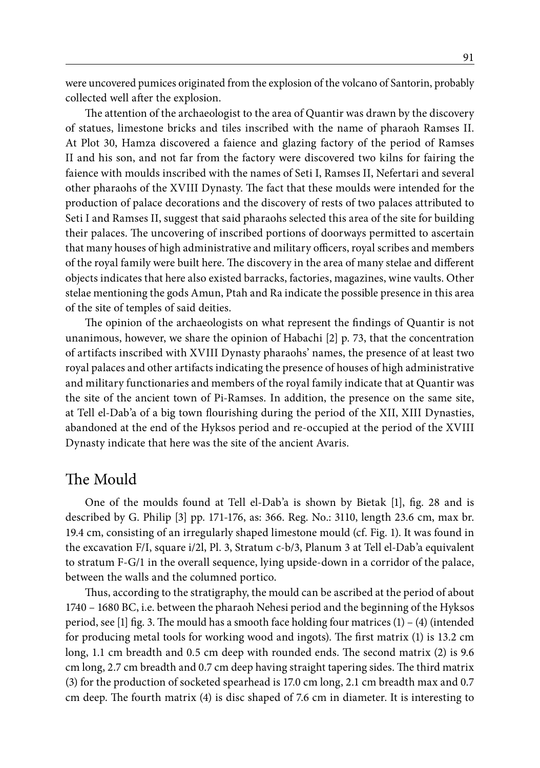were uncovered pumices originated from the explosion of the volcano of Santorin, probably collected well after the explosion.

The attention of the archaeologist to the area of Quantir was drawn by the discovery of statues, limestone bricks and tiles inscribed with the name of pharaoh Ramses II. At Plot 30, Hamza discovered a faience and glazing factory of the period of Ramses II and his son, and not far from the factory were discovered two kilns for fairing the faience with moulds inscribed with the names of Seti I, Ramses II, Nefertari and several other pharaohs of the XVIII Dynasty. The fact that these moulds were intended for the production of palace decorations and the discovery of rests of two palaces attributed to Seti I and Ramses II, suggest that said pharaohs selected this area of the site for building their palaces. The uncovering of inscribed portions of doorways permitted to ascertain that many houses of high administrative and military officers, royal scribes and members of the royal family were built here. The discovery in the area of many stelae and different objects indicates that here also existed barracks, factories, magazines, wine vaults. Other stelae mentioning the gods Amun, Ptah and Ra indicate the possible presence in this area of the site of temples of said deities.

The opinion of the archaeologists on what represent the findings of Quantir is not unanimous, however, we share the opinion of Habachi [2] p. 73, that the concentration of artifacts inscribed with XVIII Dynasty pharaohs' names, the presence of at least two royal palaces and other artifacts indicating the presence of houses of high administrative and military functionaries and members of the royal family indicate that at Quantir was the site of the ancient town of Pi-Ramses. In addition, the presence on the same site, at Tell el-Dab'a of a big town flourishing during the period of the XII, XIII Dynasties, abandoned at the end of the Hyksos period and re-occupied at the period of the XVIII Dynasty indicate that here was the site of the ancient Avaris.

## The Mould

One of the moulds found at Tell el-Dab'a is shown by Bietak [1], fig. 28 and is described by G. Philip [3] pp. 171-176, as: 366. Reg. No.: 3110, length 23.6 cm, max br. 19.4 cm, consisting of an irregularly shaped limestone mould (cf. Fig. 1). It was found in the excavation F/I, square i/2l, Pl. 3, Stratum c-b/3, Planum 3 at Tell el-Dab'a equivalent to stratum F-G/1 in the overall sequence, lying upside-down in a corridor of the palace, between the walls and the columned portico.

Thus, according to the stratigraphy, the mould can be ascribed at the period of about 1740 – 1680 BC, i.e. between the pharaoh Nehesi period and the beginning of the Hyksos period, see [1] fig. 3. The mould has a smooth face holding four matrices (1) – (4) (intended for producing metal tools for working wood and ingots). The first matrix (1) is 13.2 cm long, 1.1 cm breadth and 0.5 cm deep with rounded ends. The second matrix (2) is 9.6 cm long, 2.7 cm breadth and 0.7 cm deep having straight tapering sides. The third matrix (3) for the production of socketed spearhead is 17.0 cm long, 2.1 cm breadth max and 0.7 cm deep. The fourth matrix (4) is disc shaped of 7.6 cm in diameter. It is interesting to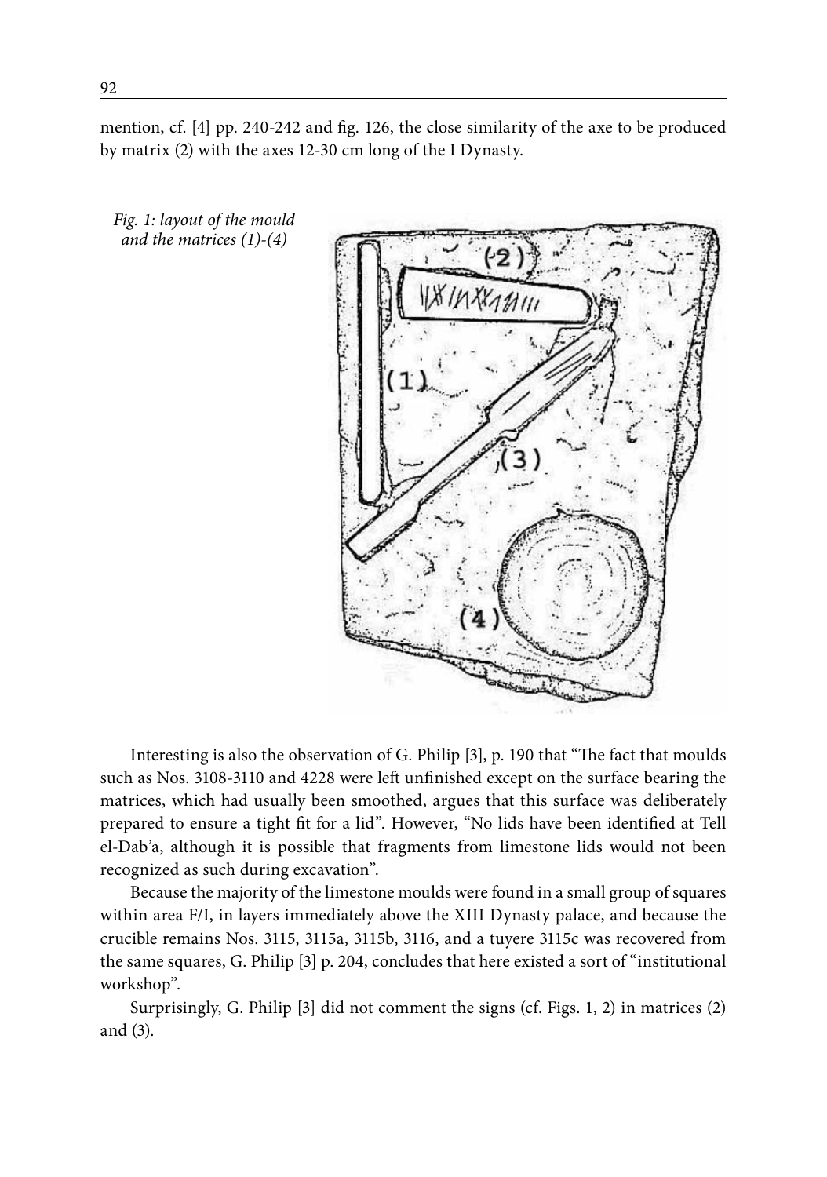mention, cf. [4] pp. 240-242 and fig. 126, the close similarity of the axe to be produced by matrix (2) with the axes 12-30 cm long of the I Dynasty.

*Fig. 1: layout of the mould and the matrices (1)-(4)*

Interesting is also the observation of G. Philip [3], p. 190 that "The fact that moulds such as Nos. 3108-3110 and 4228 were left unfinished except on the surface bearing the matrices, which had usually been smoothed, argues that this surface was deliberately prepared to ensure a tight fit for a lid". However, "No lids have been identified at Tell el-Dab'a, although it is possible that fragments from limestone lids would not been recognized as such during excavation".

Because the majority of the limestone moulds were found in a small group of squares within area F/I, in layers immediately above the XIII Dynasty palace, and because the crucible remains Nos. 3115, 3115a, 3115b, 3116, and a tuyere 3115c was recovered from the same squares, G. Philip [3] p. 204, concludes that here existed a sort of "institutional workshop".

Surprisingly, G. Philip [3] did not comment the signs (cf. Figs. 1, 2) in matrices (2) and (3).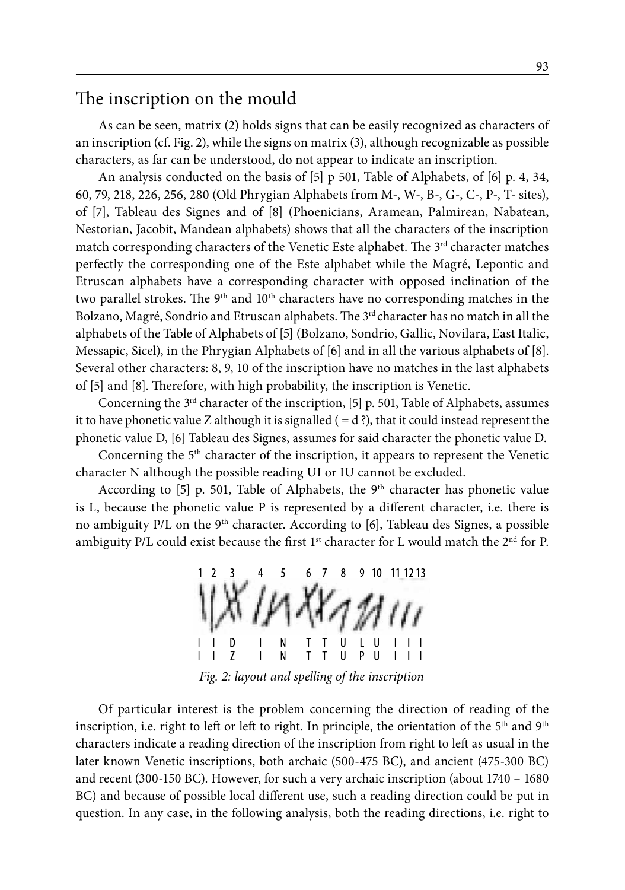## The inscription on the mould

As can be seen, matrix (2) holds signs that can be easily recognized as characters of an inscription (cf. Fig. 2), while the signs on matrix (3), although recognizable as possible characters, as far can be understood, do not appear to indicate an inscription.

An analysis conducted on the basis of [5] p 501, Table of Alphabets, of [6] p. 4, 34, 60, 79, 218, 226, 256, 280 (Old Phrygian Alphabets from M-, W-, B-, G-, C-, P-, T- sites), of [7], Tableau des Signes and of [8] (Phoenicians, Aramean, Palmirean, Nabatean, Nestorian, Jacobit, Mandean alphabets) shows that all the characters of the inscription match corresponding characters of the Venetic Este alphabet. The 3rd character matches perfectly the corresponding one of the Este alphabet while the Magré, Lepontic and Etruscan alphabets have a corresponding character with opposed inclination of the two parallel strokes. The 9th and 10th characters have no corresponding matches in the Bolzano, Magré, Sondrio and Etruscan alphabets. The 3rd character has no match in all the alphabets of the Table of Alphabets of [5] (Bolzano, Sondrio, Gallic, Novilara, East Italic, Messapic, Sicel), in the Phrygian Alphabets of [6] and in all the various alphabets of [8]. Several other characters: 8, 9, 10 of the inscription have no matches in the last alphabets of [5] and [8]. Therefore, with high probability, the inscription is Venetic.

Concerning the 3rd character of the inscription, [5] p. 501, Table of Alphabets, assumes it to have phonetic value Z although it is signalled ( = d ?), that it could instead represent the phonetic value D, [6] Tableau des Signes, assumes for said character the phonetic value D.

Concerning the 5th character of the inscription, it appears to represent the Venetic character N although the possible reading UI or IU cannot be excluded.

According to [5] p. 501, Table of Alphabets, the 9th character has phonetic value is L, because the phonetic value P is represented by a different character, i.e. there is no ambiguity P/L on the 9th character. According to [6], Tableau des Signes, a possible ambiguity P/L could exist because the first 1st character for L would match the 2nd for P.

1 2 3 4 5 6 7 8 9 10 11 12 13

I I D I N T T U L U I I I

I I Z I N T T U P U I I I

*Fig. 2: layout and spelling of the inscription*

Of particular interest is the problem concerning the direction of reading of the inscription, i.e. right to left or left to right. In principle, the orientation of the 5th and 9th characters indicate a reading direction of the inscription from right to left as usual in the later known Venetic inscriptions, both archaic (500-475 BC), and ancient (475-300 BC) and recent (300-150 BC). However, for such a very archaic inscription (about 1740 – 1680 BC) and because of possible local different use, such a reading direction could be put in question. In any case, in the following analysis, both the reading directions, i.e. right to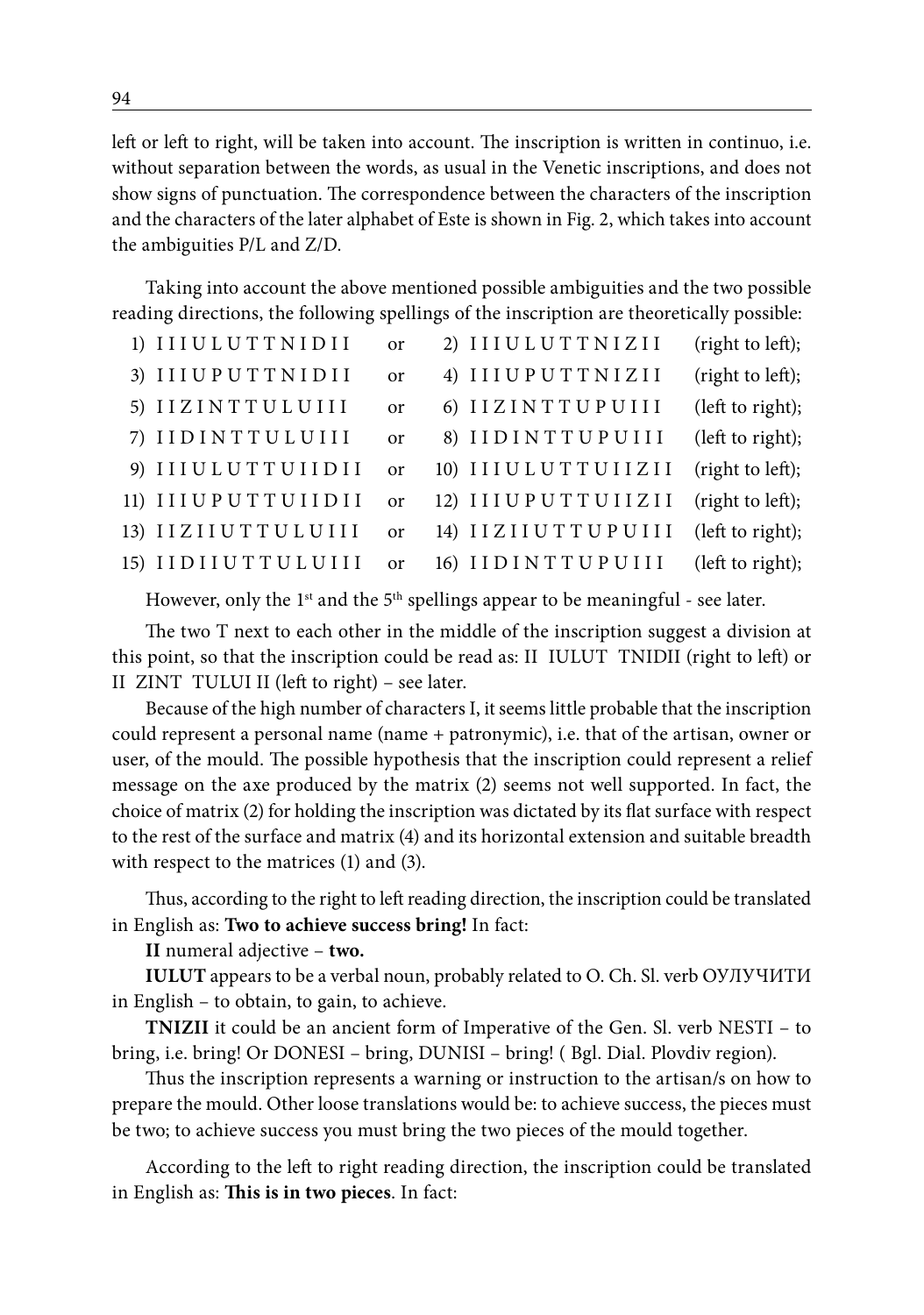left or left to right, will be taken into account. The inscription is written in continuo, i.e. without separation between the words, as usual in the Venetic inscriptions, and does not show signs of punctuation. The correspondence between the characters of the inscription and the characters of the later alphabet of Este is shown in Fig. 2, which takes into account the ambiguities P/L and Z/D.

Taking into account the above mentioned possible ambiguities and the two possible reading directions, the following spellings of the inscription are theoretically possible:

| | | | |
|---|---|---|---|
| 1) I I I U L U T T N I D I I | or | 2) I I I U L U T T N I Z I I | (right to left); |
| 3) I I I U P U T T N I D I I | or | 4) I I I U P U T T N I Z I I | (right to left); |
| 5) I I Z I N T T U L U I I I | or | 6) I I Z I N T T U P U I I I | (left to right); |
| 7) I I D I N T T U L U I I I | or | 8) I I D I N T T U P U I I I | (left to right); |
| 9) I I I U L U T T U I I D I I | or | 10) I I I U L U T T U I I Z I I | (right to left); |
| 11) I I I U P U T T U I I D I I | or | 12) I I I U P U T T U I I Z I I | (right to left); |
| 13) I I Z I I U T T U L U I I I | or | 14) I I Z I I U T T U P U I I I | (left to right); |
| 15) I I D I I U T T U L U I I I | or | 16) I I D I N T T U P U I I I | (left to right); |

However, only the 1st and the 5th spellings appear to be meaningful - see later.

The two T next to each other in the middle of the inscription suggest a division at this point, so that the inscription could be read as: II IULUT TNIDII (right to left) or II ZINT TULUI II (left to right) – see later.

Because of the high number of characters I, it seems little probable that the inscription could represent a personal name (name + patronymic), i.e. that of the artisan, owner or user, of the mould. The possible hypothesis that the inscription could represent a relief message on the axe produced by the matrix (2) seems not well supported. In fact, the choice of matrix (2) for holding the inscription was dictated by its flat surface with respect to the rest of the surface and matrix (4) and its horizontal extension and suitable breadth with respect to the matrices (1) and (3).

Thus, according to the right to left reading direction, the inscription could be translated in English as: **Two to achieve success bring!** In fact:

**II** numeral adjective – **two.**

**IULUT** appears to be a verbal noun, probably related to O. Ch. Sl. verb ОУЛУЧИТИ in English – to obtain, to gain, to achieve.

**TNIZII** it could be an ancient form of Imperative of the Gen. Sl. verb NESTI – to bring, i.e. bring! Or DONESI – bring, DUNISI – bring! ( Bgl. Dial. Plovdiv region).

Thus the inscription represents a warning or instruction to the artisan/s on how to prepare the mould. Other loose translations would be: to achieve success, the pieces must be two; to achieve success you must bring the two pieces of the mould together.

According to the left to right reading direction, the inscription could be translated in English as: **This is in two pieces**. In fact: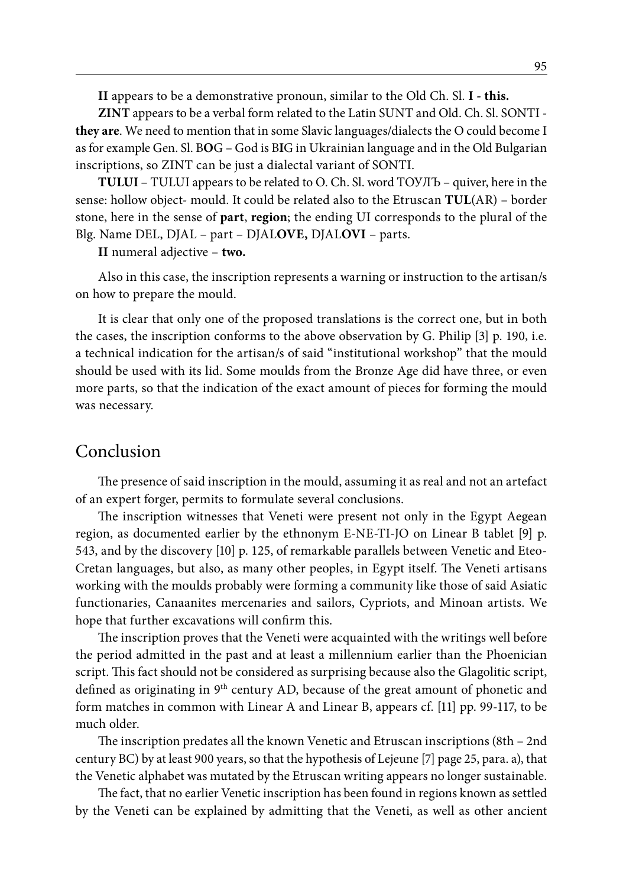**II** appears to be a demonstrative pronoun, similar to the Old Ch. Sl. **I - this.**

**ZINT** appears to be a verbal form related to the Latin SUNT and Old. Ch. Sl. SONTI - **they are**. We need to mention that in some Slavic languages/dialects the O could become I as for example Gen. Sl. B**O**G – God is B**I**G in Ukrainian language and in the Old Bulgarian inscriptions, so ZINT can be just a dialectal variant of SONTI.

**TULUI** – TULUI appears to be related to O. Ch. Sl. word ТОУЛЪ – quiver, here in the sense: hollow object- mould. It could be related also to the Etruscan **TUL**(AR) – border stone, here in the sense of **part**, **region**; the ending UI corresponds to the plural of the Blg. Name DEL, DJAL – part – DJAL**OVE,** DJAL**OVI** – parts.

**II** numeral adjective – **two.**

Also in this case, the inscription represents a warning or instruction to the artisan/s on how to prepare the mould.

It is clear that only one of the proposed translations is the correct one, but in both the cases, the inscription conforms to the above observation by G. Philip [3] p. 190, i.e. a technical indication for the artisan/s of said "institutional workshop" that the mould should be used with its lid. Some moulds from the Bronze Age did have three, or even more parts, so that the indication of the exact amount of pieces for forming the mould was necessary.

## Conclusion

The presence of said inscription in the mould, assuming it as real and not an artefact of an expert forger, permits to formulate several conclusions.

The inscription witnesses that Veneti were present not only in the Egypt Aegean region, as documented earlier by the ethnonym E-NE-TI-JO on Linear B tablet [9] p. 543, and by the discovery [10] p. 125, of remarkable parallels between Venetic and Eteo-Cretan languages, but also, as many other peoples, in Egypt itself. The Veneti artisans working with the moulds probably were forming a community like those of said Asiatic functionaries, Canaanites mercenaries and sailors, Cypriots, and Minoan artists. We hope that further excavations will confirm this.

The inscription proves that the Veneti were acquainted with the writings well before the period admitted in the past and at least a millennium earlier than the Phoenician script. This fact should not be considered as surprising because also the Glagolitic script, defined as originating in 9th century AD, because of the great amount of phonetic and form matches in common with Linear A and Linear B, appears cf. [11] pp. 99-117, to be much older.

The inscription predates all the known Venetic and Etruscan inscriptions (8th – 2nd century BC) by at least 900 years, so that the hypothesis of Lejeune [7] page 25, para. a), that the Venetic alphabet was mutated by the Etruscan writing appears no longer sustainable.

The fact, that no earlier Venetic inscription has been found in regions known as settled by the Veneti can be explained by admitting that the Veneti, as well as other ancient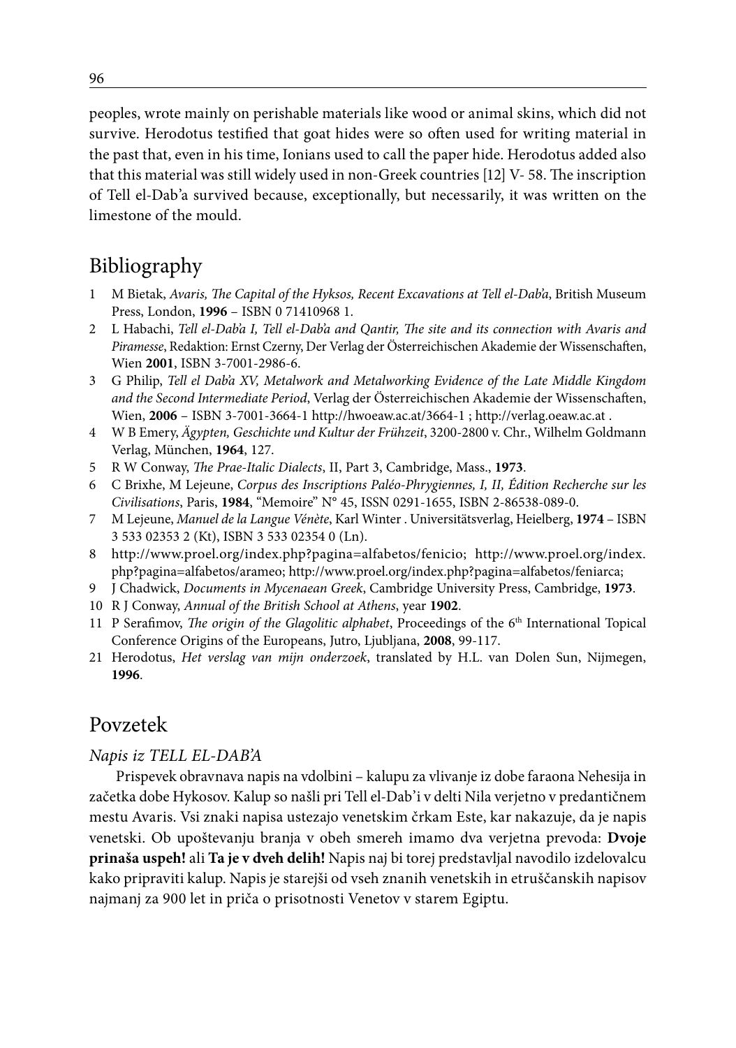peoples, wrote mainly on perishable materials like wood or animal skins, which did not survive. Herodotus testified that goat hides were so often used for writing material in the past that, even in his time, Ionians used to call the paper hide. Herodotus added also that this material was still widely used in non-Greek countries [12] V- 58. The inscription of Tell el-Dab'a survived because, exceptionally, but necessarily, it was written on the limestone of the mould.

## Bibliography

1 M Bietak, *Avaris, The Capital of the Hyksos, Recent Excavations at Tell el-Dab'a*, British Museum Press, London, **1996** – ISBN 0 71410968 1.

2 L Habachi, *Tell el-Dab'a I, Tell el-Dab'a and Qantir, The site and its connection with Avaris and Piramesse*, Redaktion: Ernst Czerny, Der Verlag der Österreichischen Akademie der Wissenschaften, Wien **2001**, ISBN 3-7001-2986-6.

3 G Philip, *Tell el Dab'a XV, Metalwork and Metalworking Evidence of the Late Middle Kingdom and the Second Intermediate Period*, Verlag der Österreichischen Akademie der Wissenschaften, Wien, **2006** – ISBN 3-7001-3664-1 http://hwoeaw.ac.at/3664-1 ; http://verlag.oeaw.ac.at .

4 W B Emery, *Ägypten, Geschichte und Kultur der Frühzeit*, 3200-2800 v. Chr., Wilhelm Goldmann Verlag, München, **1964**, 127.

5 R W Conway, *The Prae-Italic Dialects*, II, Part 3, Cambridge, Mass., **1973**.

6 C Brixhe, M Lejeune, *Corpus des Inscriptions Paléo-Phrygiennes, I, II, Édition Recherche sur les Civilisations*, Paris, **1984**, "Memoire" N° 45, ISSN 0291-1655, ISBN 2-86538-089-0.

7 M Lejeune, *Manuel de la Langue Vénète*, Karl Winter . Universitätsverlag, Heielberg, **1974** – ISBN 3 533 02353 2 (Kt), ISBN 3 533 02354 0 (Ln).

8 http://www.proel.org/index.php?pagina=alfabetos/fenicio; http://www.proel.org/index.php?pagina=alfabetos/arameo; http://www.proel.org/index.php?pagina=alfabetos/feniarca;

9 J Chadwick, *Documents in Mycenaean Greek*, Cambridge University Press, Cambridge, **1973**.

10 R J Conway, *Annual of the British School at Athens*, year **1902**.

11 P Serafimov, *The origin of the Glagolitic alphabet*, Proceedings of the 6th International Topical Conference Origins of the Europeans, Jutro, Ljubljana, **2008**, 99-117.

21 Herodotus, *Het verslag van mijn onderzoek*, translated by H.L. van Dolen Sun, Nijmegen, **1996**.

## Povzetek

*Napis iz TELL EL-DAB'A*

Prispevek obravnava napis na vdolbini – kalupu za vlivanje iz dobe faraona Nehesija in začetka dobe Hykosov. Kalup so našli pri Tell el-Dab'i v delti Nila verjetno v predantičnem mestu Avaris. Vsi znaki napisa ustezajo venetskim črkam Este, kar nakazuje, da je napis venetski. Ob upoštevanju branja v obeh smereh imamo dva verjetna prevoda: **Dvoje prinaša uspeh!** ali **Ta je v dveh delih!** Napis naj bi torej predstavljal navodilo izdelovalcu kako pripraviti kalup. Napis je starejši od vseh znanih venetskih in etruščanskih napisov najmanj za 900 let in priča o prisotnosti Venetov v starem Egiptu.